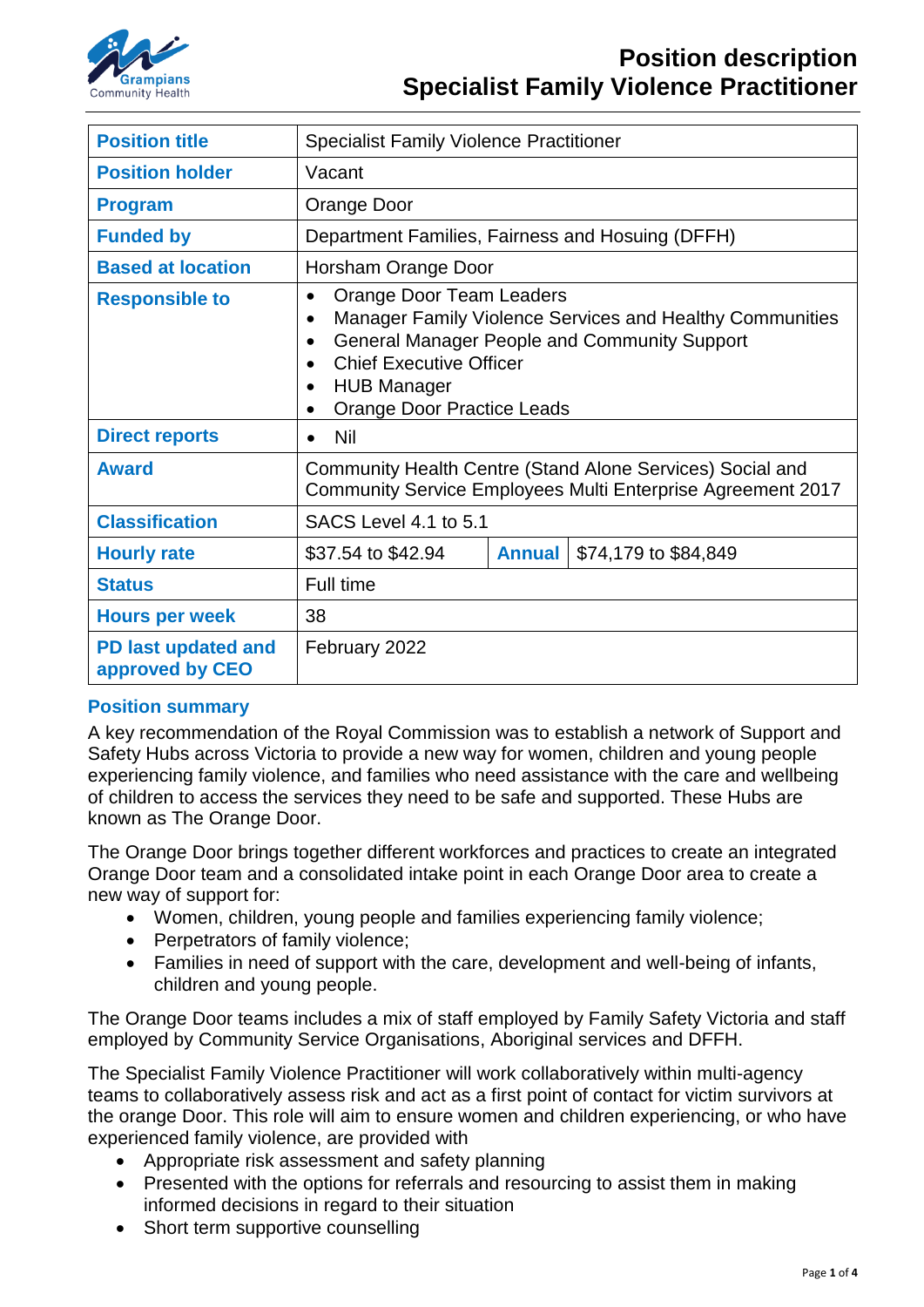# Position description
# Specialist Family Violence Practitioner

| | | | |
|---|---|---|---|
| **Position title** | Specialist Family Violence Practitioner | | |
| **Position holder** | Vacant | | |
| **Program** | Orange Door | | |
| **Funded by** | Department Families, Fairness and Hosuing (DFFH) | | |
| **Based at location** | Horsham Orange Door | | |
| **Responsible to** | • Orange Door Team Leaders<br>• Manager Family Violence Services and Healthy Communities<br>• General Manager People and Community Support<br>• Chief Executive Officer<br>• HUB Manager<br>• Orange Door Practice Leads | | |
| **Direct reports** | • Nil | | |
| **Award** | Community Health Centre (Stand Alone Services) Social and Community Service Employees Multi Enterprise Agreement 2017 | | |
| **Classification** | SACS Level 4.1 to 5.1 | | |
| **Hourly rate** | $37.54 to $42.94 | **Annual** | $74,179 to $84,849 |
| **Status** | Full time | | |
| **Hours per week** | 38 | | |
| **PD last updated and approved by CEO** | February 2022 | | |

## Position summary

A key recommendation of the Royal Commission was to establish a network of Support and Safety Hubs across Victoria to provide a new way for women, children and young people experiencing family violence, and families who need assistance with the care and wellbeing of children to access the services they need to be safe and supported. These Hubs are known as The Orange Door.

The Orange Door brings together different workforces and practices to create an integrated Orange Door team and a consolidated intake point in each Orange Door area to create a new way of support for:

- Women, children, young people and families experiencing family violence;
- Perpetrators of family violence;
- Families in need of support with the care, development and well-being of infants, children and young people.

The Orange Door teams includes a mix of staff employed by Family Safety Victoria and staff employed by Community Service Organisations, Aboriginal services and DFFH.

The Specialist Family Violence Practitioner will work collaboratively within multi-agency teams to collaboratively assess risk and act as a first point of contact for victim survivors at the orange Door. This role will aim to ensure women and children experiencing, or who have experienced family violence, are provided with

- Appropriate risk assessment and safety planning
- Presented with the options for referrals and resourcing to assist them in making informed decisions in regard to their situation
- Short term supportive counselling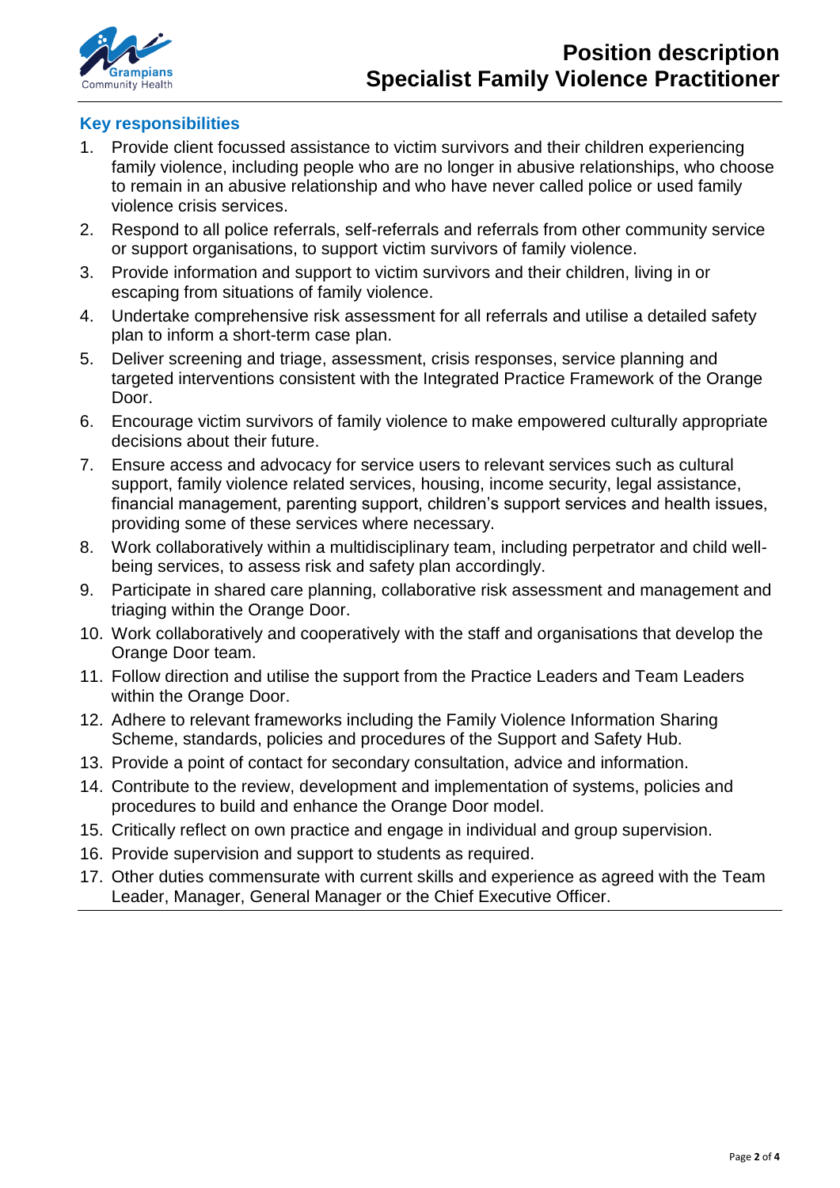## Key responsibilities

1. Provide client focussed assistance to victim survivors and their children experiencing family violence, including people who are no longer in abusive relationships, who choose to remain in an abusive relationship and who have never called police or used family violence crisis services.
2. Respond to all police referrals, self-referrals and referrals from other community service or support organisations, to support victim survivors of family violence.
3. Provide information and support to victim survivors and their children, living in or escaping from situations of family violence.
4. Undertake comprehensive risk assessment for all referrals and utilise a detailed safety plan to inform a short-term case plan.
5. Deliver screening and triage, assessment, crisis responses, service planning and targeted interventions consistent with the Integrated Practice Framework of the Orange Door.
6. Encourage victim survivors of family violence to make empowered culturally appropriate decisions about their future.
7. Ensure access and advocacy for service users to relevant services such as cultural support, family violence related services, housing, income security, legal assistance, financial management, parenting support, children's support services and health issues, providing some of these services where necessary.
8. Work collaboratively within a multidisciplinary team, including perpetrator and child well-being services, to assess risk and safety plan accordingly.
9. Participate in shared care planning, collaborative risk assessment and management and triaging within the Orange Door.
10. Work collaboratively and cooperatively with the staff and organisations that develop the Orange Door team.
11. Follow direction and utilise the support from the Practice Leaders and Team Leaders within the Orange Door.
12. Adhere to relevant frameworks including the Family Violence Information Sharing Scheme, standards, policies and procedures of the Support and Safety Hub.
13. Provide a point of contact for secondary consultation, advice and information.
14. Contribute to the review, development and implementation of systems, policies and procedures to build and enhance the Orange Door model.
15. Critically reflect on own practice and engage in individual and group supervision.
16. Provide supervision and support to students as required.
17. Other duties commensurate with current skills and experience as agreed with the Team Leader, Manager, General Manager or the Chief Executive Officer.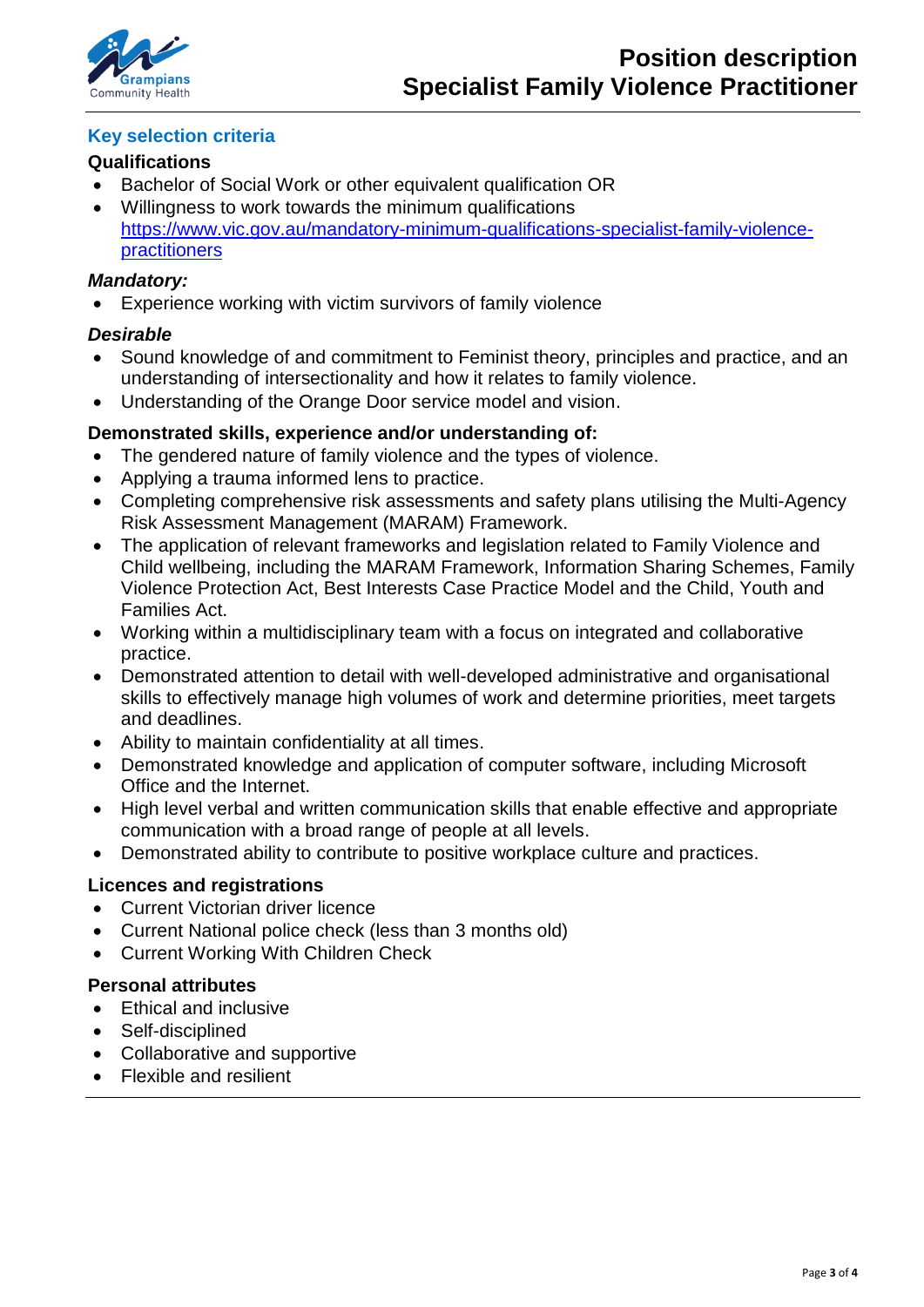## Key selection criteria

### Qualifications

- Bachelor of Social Work or other equivalent qualification OR
- Willingness to work towards the minimum qualifications [https://www.vic.gov.au/mandatory-minimum-qualifications-specialist-family-violence-practitioners](https://www.vic.gov.au/mandatory-minimum-qualifications-specialist-family-violence-practitioners)

### *Mandatory:*

- Experience working with victim survivors of family violence

### *Desirable*

- Sound knowledge of and commitment to Feminist theory, principles and practice, and an understanding of intersectionality and how it relates to family violence.
- Understanding of the Orange Door service model and vision.

### Demonstrated skills, experience and/or understanding of:

- The gendered nature of family violence and the types of violence.
- Applying a trauma informed lens to practice.
- Completing comprehensive risk assessments and safety plans utilising the Multi-Agency Risk Assessment Management (MARAM) Framework.
- The application of relevant frameworks and legislation related to Family Violence and Child wellbeing, including the MARAM Framework, Information Sharing Schemes, Family Violence Protection Act, Best Interests Case Practice Model and the Child, Youth and Families Act.
- Working within a multidisciplinary team with a focus on integrated and collaborative practice.
- Demonstrated attention to detail with well-developed administrative and organisational skills to effectively manage high volumes of work and determine priorities, meet targets and deadlines.
- Ability to maintain confidentiality at all times.
- Demonstrated knowledge and application of computer software, including Microsoft Office and the Internet.
- High level verbal and written communication skills that enable effective and appropriate communication with a broad range of people at all levels.
- Demonstrated ability to contribute to positive workplace culture and practices.

### Licences and registrations

- Current Victorian driver licence
- Current National police check (less than 3 months old)
- Current Working With Children Check

### Personal attributes

- Ethical and inclusive
- Self-disciplined
- Collaborative and supportive
- Flexible and resilient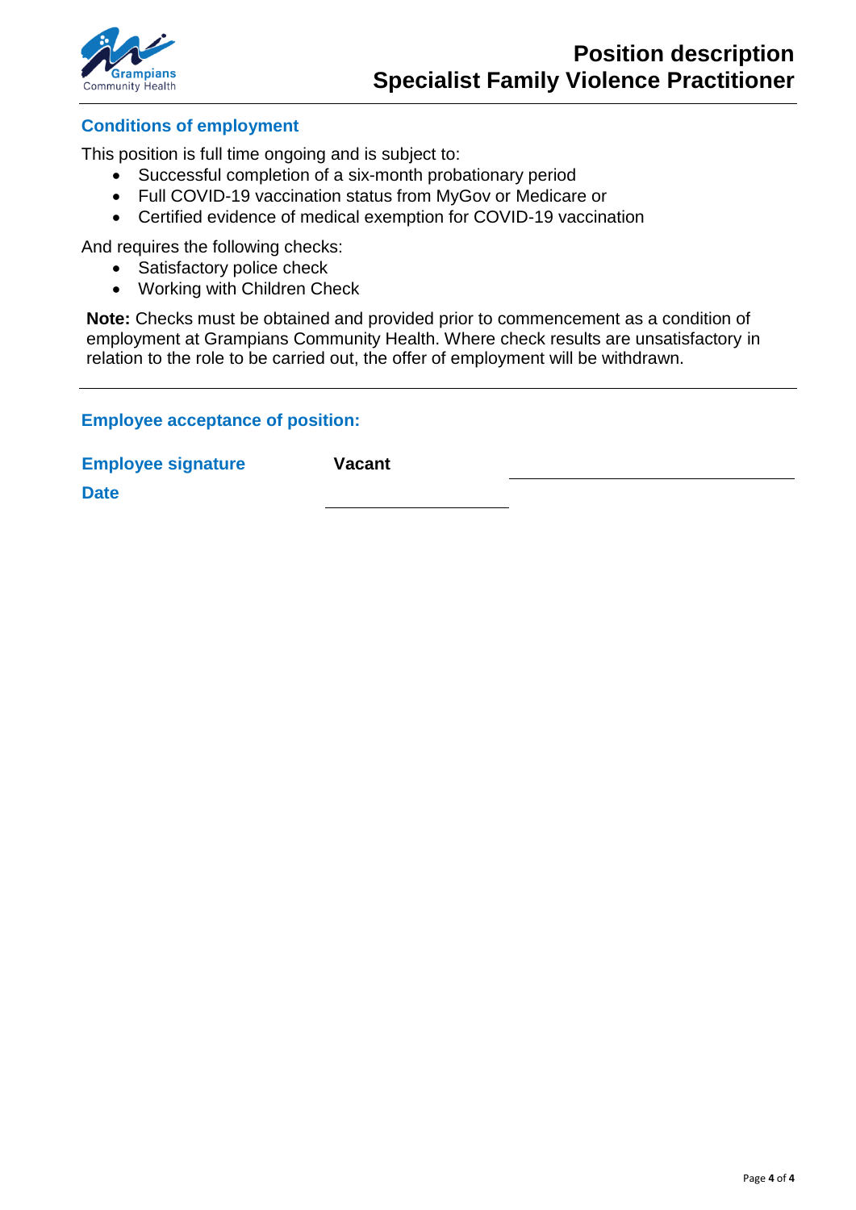## Conditions of employment

This position is full time ongoing and is subject to:

- Successful completion of a six-month probationary period
- Full COVID-19 vaccination status from MyGov or Medicare or
- Certified evidence of medical exemption for COVID-19 vaccination

And requires the following checks:

- Satisfactory police check
- Working with Children Check

**Note:** Checks must be obtained and provided prior to commencement as a condition of employment at Grampians Community Health. Where check results are unsatisfactory in relation to the role to be carried out, the offer of employment will be withdrawn.

---

## Employee acceptance of position:

**Employee signature** **Vacant** ______________________

**Date** ______________________